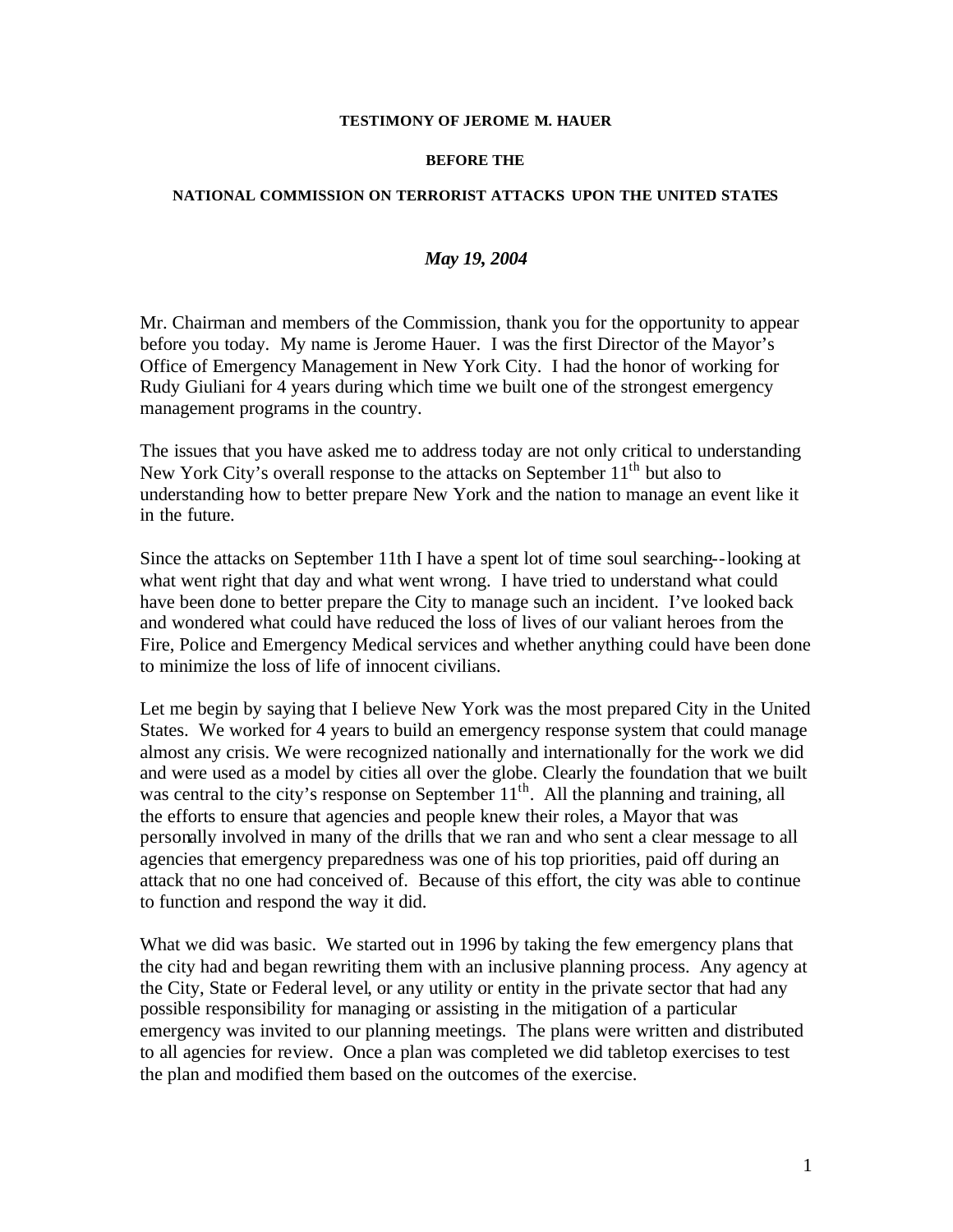**TESTIMONY OF JEROME M. HAUER**

**BEFORE THE**

**NATIONAL COMMISSION ON TERRORIST ATTACKS UPON THE UNITED STATES**

***May 19, 2004***

Mr. Chairman and members of the Commission, thank you for the opportunity to appear before you today. My name is Jerome Hauer. I was the first Director of the Mayor's Office of Emergency Management in New York City. I had the honor of working for Rudy Giuliani for 4 years during which time we built one of the strongest emergency management programs in the country.

The issues that you have asked me to address today are not only critical to understanding New York City's overall response to the attacks on September 11th but also to understanding how to better prepare New York and the nation to manage an event like it in the future.

Since the attacks on September 11th I have a spent lot of time soul searching--looking at what went right that day and what went wrong. I have tried to understand what could have been done to better prepare the City to manage such an incident. I've looked back and wondered what could have reduced the loss of lives of our valiant heroes from the Fire, Police and Emergency Medical services and whether anything could have been done to minimize the loss of life of innocent civilians.

Let me begin by saying that I believe New York was the most prepared City in the United States. We worked for 4 years to build an emergency response system that could manage almost any crisis. We were recognized nationally and internationally for the work we did and were used as a model by cities all over the globe. Clearly the foundation that we built was central to the city's response on September 11th. All the planning and training, all the efforts to ensure that agencies and people knew their roles, a Mayor that was personally involved in many of the drills that we ran and who sent a clear message to all agencies that emergency preparedness was one of his top priorities, paid off during an attack that no one had conceived of. Because of this effort, the city was able to continue to function and respond the way it did.

What we did was basic. We started out in 1996 by taking the few emergency plans that the city had and began rewriting them with an inclusive planning process. Any agency at the City, State or Federal level, or any utility or entity in the private sector that had any possible responsibility for managing or assisting in the mitigation of a particular emergency was invited to our planning meetings. The plans were written and distributed to all agencies for review. Once a plan was completed we did tabletop exercises to test the plan and modified them based on the outcomes of the exercise.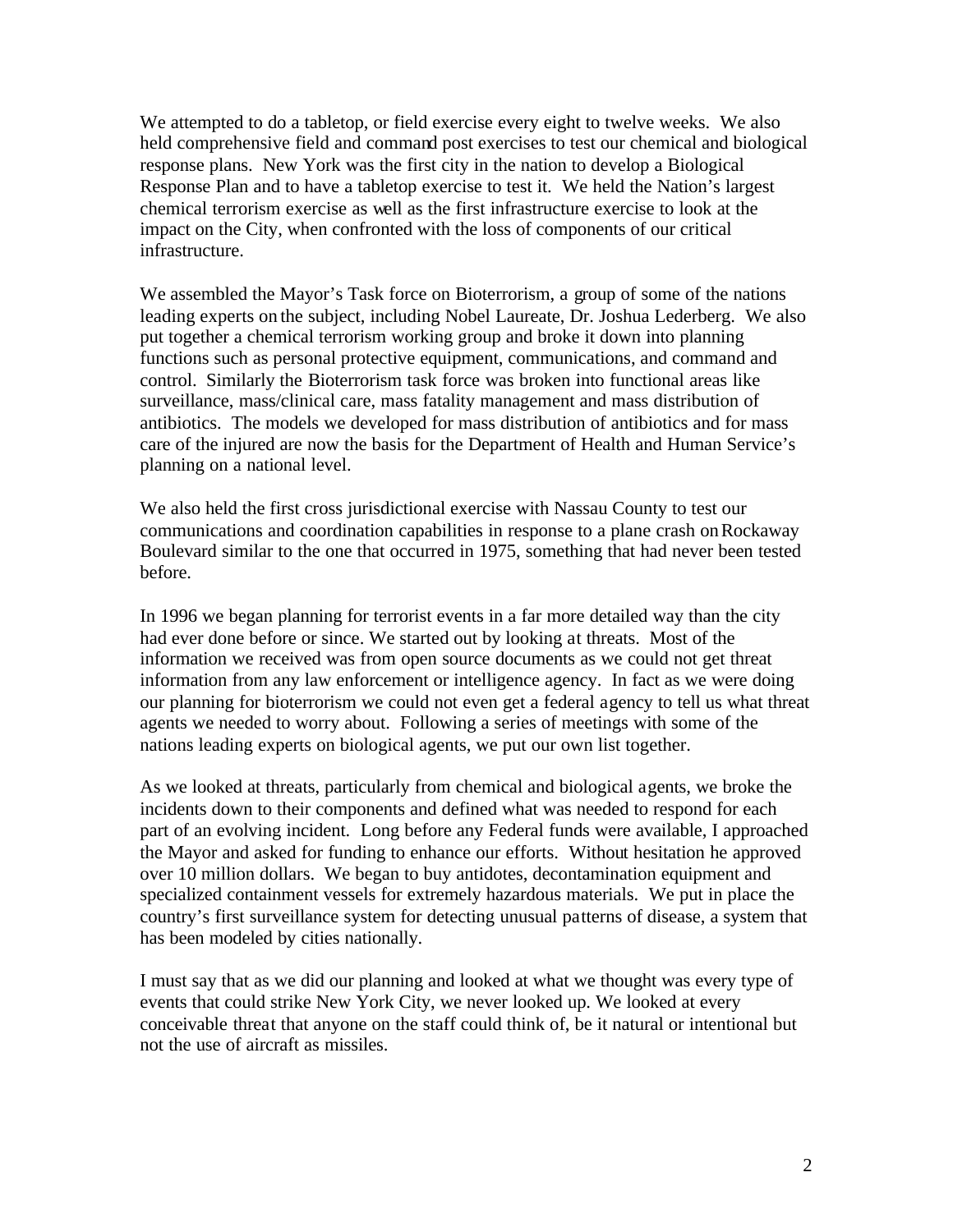We attempted to do a tabletop, or field exercise every eight to twelve weeks. We also held comprehensive field and command post exercises to test our chemical and biological response plans. New York was the first city in the nation to develop a Biological Response Plan and to have a tabletop exercise to test it. We held the Nation's largest chemical terrorism exercise as well as the first infrastructure exercise to look at the impact on the City, when confronted with the loss of components of our critical infrastructure.

We assembled the Mayor's Task force on Bioterrorism, a group of some of the nations leading experts on the subject, including Nobel Laureate, Dr. Joshua Lederberg. We also put together a chemical terrorism working group and broke it down into planning functions such as personal protective equipment, communications, and command and control. Similarly the Bioterrorism task force was broken into functional areas like surveillance, mass/clinical care, mass fatality management and mass distribution of antibiotics. The models we developed for mass distribution of antibiotics and for mass care of the injured are now the basis for the Department of Health and Human Service's planning on a national level.

We also held the first cross jurisdictional exercise with Nassau County to test our communications and coordination capabilities in response to a plane crash on Rockaway Boulevard similar to the one that occurred in 1975, something that had never been tested before.

In 1996 we began planning for terrorist events in a far more detailed way than the city had ever done before or since. We started out by looking at threats. Most of the information we received was from open source documents as we could not get threat information from any law enforcement or intelligence agency. In fact as we were doing our planning for bioterrorism we could not even get a federal agency to tell us what threat agents we needed to worry about. Following a series of meetings with some of the nations leading experts on biological agents, we put our own list together.

As we looked at threats, particularly from chemical and biological agents, we broke the incidents down to their components and defined what was needed to respond for each part of an evolving incident. Long before any Federal funds were available, I approached the Mayor and asked for funding to enhance our efforts. Without hesitation he approved over 10 million dollars. We began to buy antidotes, decontamination equipment and specialized containment vessels for extremely hazardous materials. We put in place the country's first surveillance system for detecting unusual patterns of disease, a system that has been modeled by cities nationally.

I must say that as we did our planning and looked at what we thought was every type of events that could strike New York City, we never looked up. We looked at every conceivable threat that anyone on the staff could think of, be it natural or intentional but not the use of aircraft as missiles.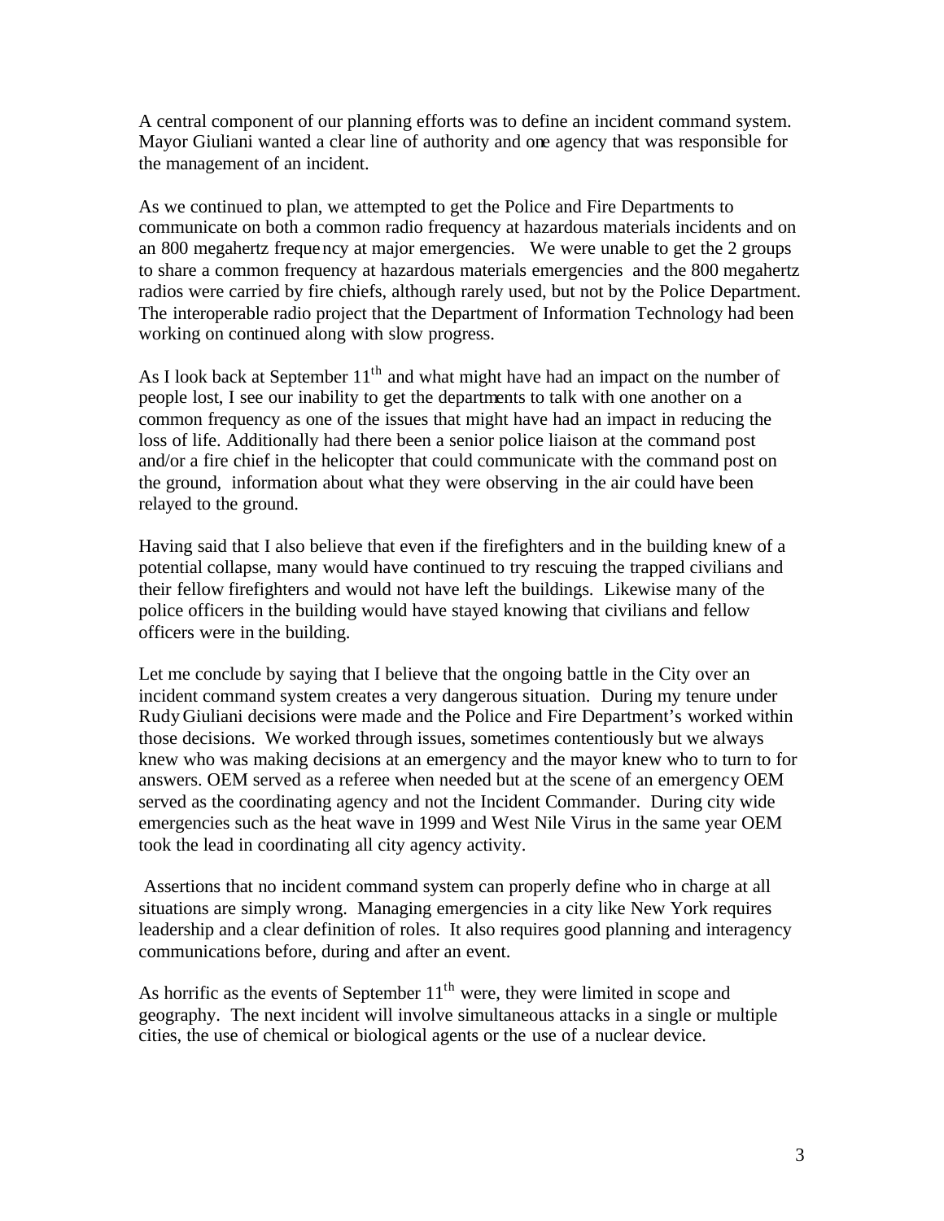A central component of our planning efforts was to define an incident command system. Mayor Giuliani wanted a clear line of authority and one agency that was responsible for the management of an incident.

As we continued to plan, we attempted to get the Police and Fire Departments to communicate on both a common radio frequency at hazardous materials incidents and on an 800 megahertz frequency at major emergencies. We were unable to get the 2 groups to share a common frequency at hazardous materials emergencies and the 800 megahertz radios were carried by fire chiefs, although rarely used, but not by the Police Department. The interoperable radio project that the Department of Information Technology had been working on continued along with slow progress.

As I look back at September 11th and what might have had an impact on the number of people lost, I see our inability to get the departments to talk with one another on a common frequency as one of the issues that might have had an impact in reducing the loss of life. Additionally had there been a senior police liaison at the command post and/or a fire chief in the helicopter that could communicate with the command post on the ground, information about what they were observing in the air could have been relayed to the ground.

Having said that I also believe that even if the firefighters and in the building knew of a potential collapse, many would have continued to try rescuing the trapped civilians and their fellow firefighters and would not have left the buildings. Likewise many of the police officers in the building would have stayed knowing that civilians and fellow officers were in the building.

Let me conclude by saying that I believe that the ongoing battle in the City over an incident command system creates a very dangerous situation. During my tenure under Rudy Giuliani decisions were made and the Police and Fire Department's worked within those decisions. We worked through issues, sometimes contentiously but we always knew who was making decisions at an emergency and the mayor knew who to turn to for answers. OEM served as a referee when needed but at the scene of an emergency OEM served as the coordinating agency and not the Incident Commander. During city wide emergencies such as the heat wave in 1999 and West Nile Virus in the same year OEM took the lead in coordinating all city agency activity.

Assertions that no incident command system can properly define who in charge at all situations are simply wrong. Managing emergencies in a city like New York requires leadership and a clear definition of roles. It also requires good planning and interagency communications before, during and after an event.

As horrific as the events of September 11th were, they were limited in scope and geography. The next incident will involve simultaneous attacks in a single or multiple cities, the use of chemical or biological agents or the use of a nuclear device.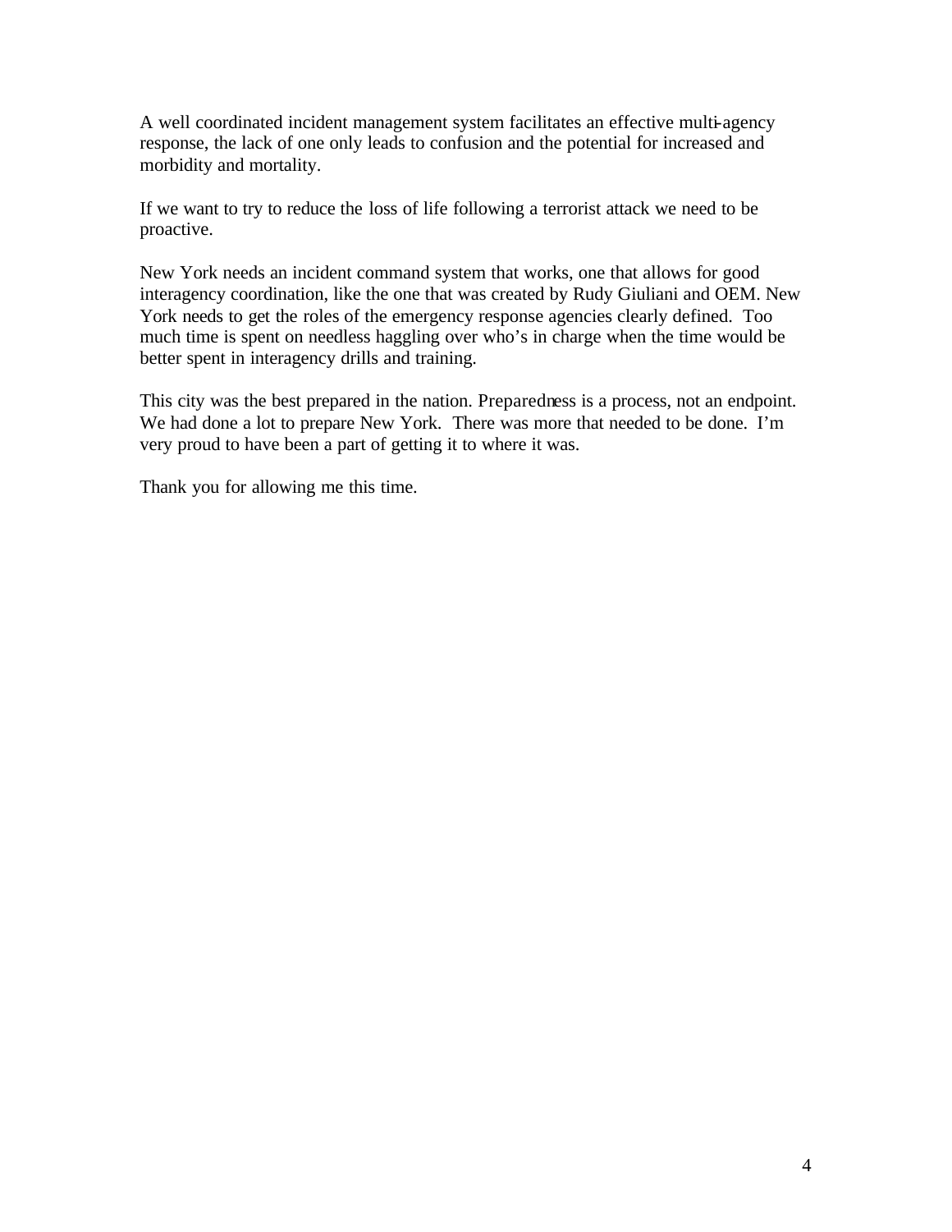A well coordinated incident management system facilitates an effective multi-agency response, the lack of one only leads to confusion and the potential for increased and morbidity and mortality.

If we want to try to reduce the loss of life following a terrorist attack we need to be proactive.

New York needs an incident command system that works, one that allows for good interagency coordination, like the one that was created by Rudy Giuliani and OEM. New York needs to get the roles of the emergency response agencies clearly defined. Too much time is spent on needless haggling over who's in charge when the time would be better spent in interagency drills and training.

This city was the best prepared in the nation. Preparedness is a process, not an endpoint. We had done a lot to prepare New York. There was more that needed to be done. I'm very proud to have been a part of getting it to where it was.

Thank you for allowing me this time.